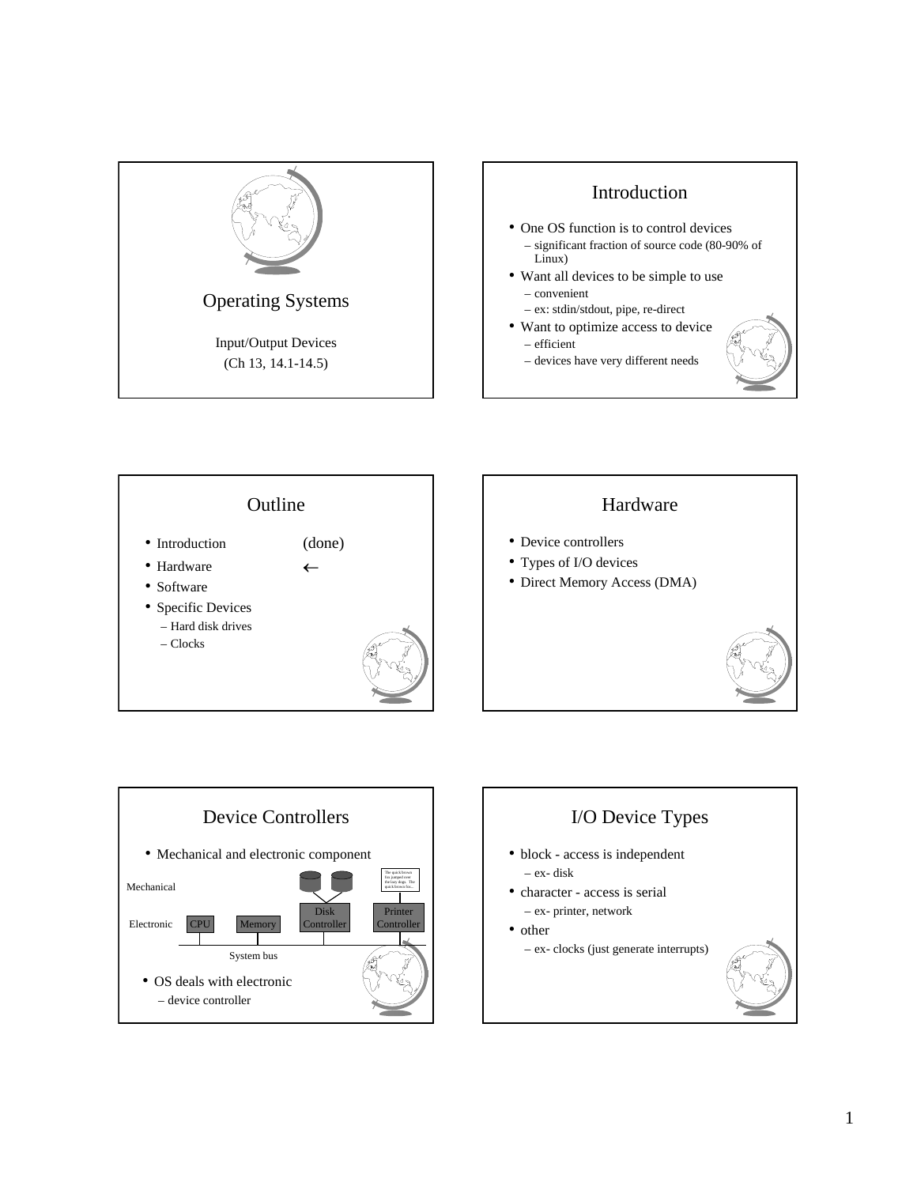# Operating Systems

Input/Output Devices

(Ch 13, 14.1-14.5)

## Introduction

- One OS function is to control devices
  - significant fraction of source code (80-90% of Linux)
- Want all devices to be simple to use
  - convenient
  - ex: stdin/stdout, pipe, re-direct
- Want to optimize access to device
  - efficient
  - devices have very different needs

## Outline

- Introduction (done)
- Hardware ←
- Software
- Specific Devices
  - Hard disk drives
  - Clocks

## Hardware

- Device controllers
- Types of I/O devices
- Direct Memory Access (DMA)

## Device Controllers

- Mechanical and electronic component

Mechanical

Electronic: CPU, Memory, Disk Controller, Printer Controller

System bus

- OS deals with electronic
  - device controller

## I/O Device Types

- block - access is independent
  - ex- disk
- character - access is serial
  - ex- printer, network
- other
  - ex- clocks (just generate interrupts)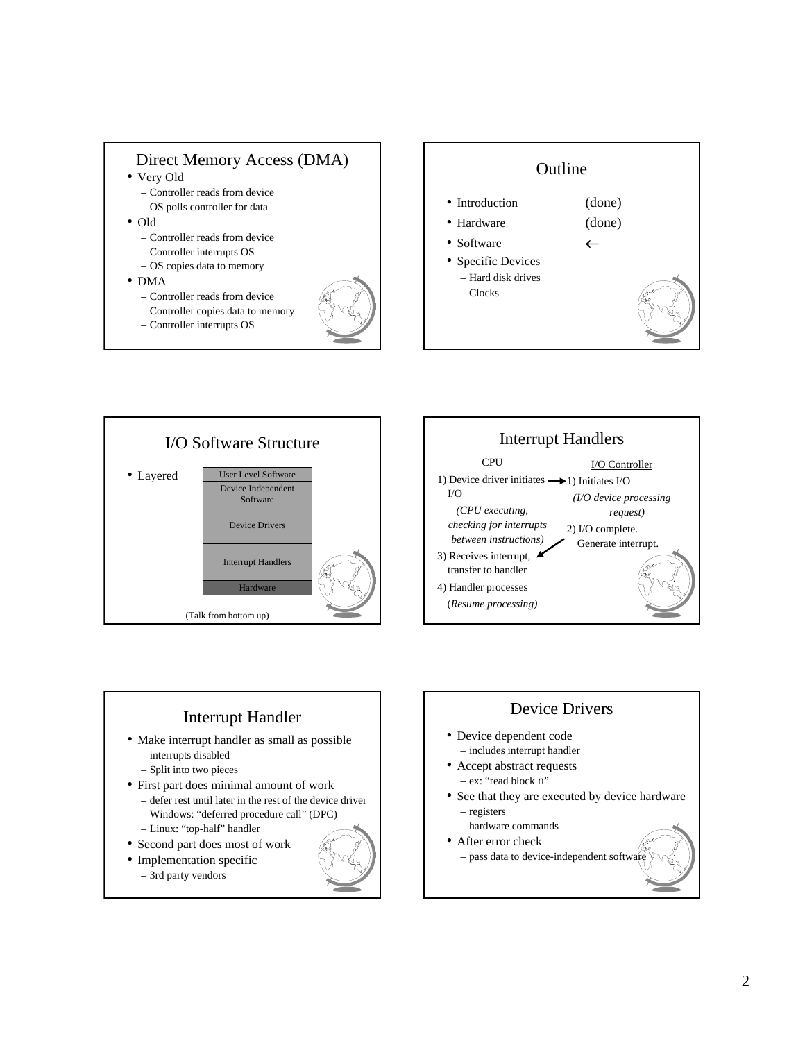## Direct Memory Access (DMA)

- Very Old
  - Controller reads from device
  - OS polls controller for data
- Old
  - Controller reads from device
  - Controller interrupts OS
  - OS copies data to memory
- DMA
  - Controller reads from device
  - Controller copies data to memory
  - Controller interrupts OS

## Outline

- Introduction (done)
- Hardware (done)
- Software ←
- Specific Devices
  - Hard disk drives
  - Clocks

## I/O Software Structure

- Layered

| |
|---|
| User Level Software |
| Device Independent Software |
| Device Drivers |
| Interrupt Handlers |
| Hardware |

(Talk from bottom up)

## Interrupt Handlers

| CPU | I/O Controller |
|---|---|
| 1) Device driver initiates I/O → | 1) Initiates I/O |
| *(CPU executing, checking for interrupts between instructions)* | *(I/O device processing request)* |
| 3) Receives interrupt, transfer to handler ← | 2) I/O complete. Generate interrupt. |
| 4) Handler processes | |
| (*Resume processing)* | |

## Interrupt Handler

- Make interrupt handler as small as possible
  - interrupts disabled
  - Split into two pieces
- First part does minimal amount of work
  - defer rest until later in the rest of the device driver
  - Windows: "deferred procedure call" (DPC)
  - Linux: "top-half" handler
- Second part does most of work
- Implementation specific
  - 3rd party vendors

## Device Drivers

- Device dependent code
  - includes interrupt handler
- Accept abstract requests
  - ex: "read block n"
- See that they are executed by device hardware
  - registers
  - hardware commands
- After error check
  - pass data to device-independent software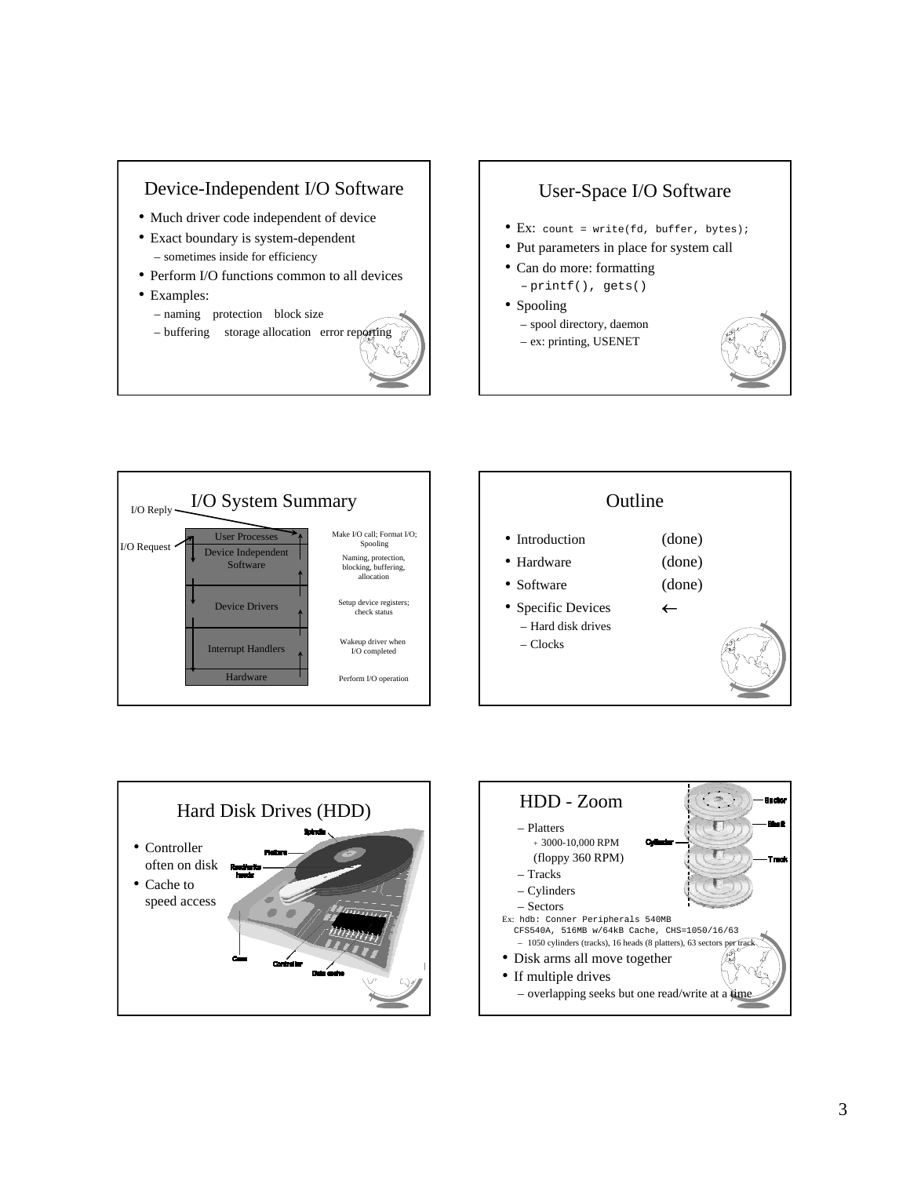## Device-Independent I/O Software

- Much driver code independent of device
- Exact boundary is system-dependent
  - sometimes inside for efficiency
- Perform I/O functions common to all devices
- Examples:
  - naming protection block size
  - buffering storage allocation error reporting

## User-Space I/O Software

- Ex: `count = write(fd, buffer, bytes);`
- Put parameters in place for system call
- Can do more: formatting
  - `printf(), gets()`
- Spooling
  - spool directory, daemon
  - ex: printing, USENET

## I/O System Summary

I/O Reply

I/O Request

| Layer | Function |
| --- | --- |
| User Processes | Make I/O call; Format I/O; Spooling |
| Device Independent Software | Naming, protection, blocking, buffering, allocation |
| Device Drivers | Setup device registers; check status |
| Interrupt Handlers | Wakeup driver when I/O completed |
| Hardware | Perform I/O operation |

## Outline

- Introduction (done)
- Hardware (done)
- Software (done)
- Specific Devices ←
  - Hard disk drives
  - Clocks

## Hard Disk Drives (HDD)

- Controller often on disk
- Cache to speed access

Spindle, Platters, Read/write heads, Case, Controller, Data cache

## HDD - Zoom

- Platters
  - 3000-10,000 RPM (floppy 360 RPM)
- Tracks
- Cylinders
- Sectors

Sector, Shaft, Cylinder, Track

Ex: `hdb: Conner Peripherals 540MB CFS540A, 516MB w/64kB Cache, CHS=1050/16/63`

- 1050 cylinders (tracks), 16 heads (8 platters), 63 sectors per track

- Disk arms all move together
- If multiple drives
  - overlapping seeks but one read/write at a time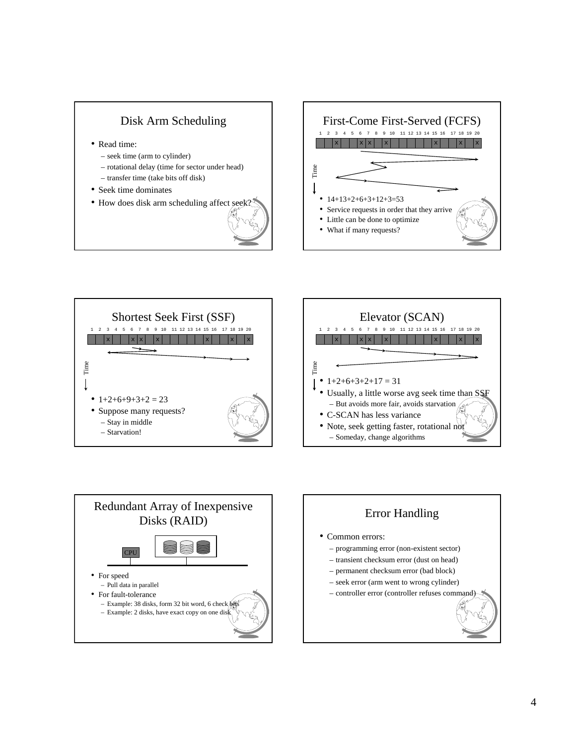## Disk Arm Scheduling

- Read time:
  - seek time (arm to cylinder)
  - rotational delay (time for sector under head)
  - transfer time (take bits off disk)
- Seek time dominates
- How does disk arm scheduling affect seek?

## First-Come First-Served (FCFS)

| 1 | 2 | 3 | 4 | 5 | 6 | 7 | 8 | 9 | 10 | 11 | 12 | 13 | 14 | 15 | 16 | 17 | 18 | 19 | 20 |
|---|---|---|---|---|---|---|---|---|---|---|---|---|---|---|---|---|---|---|---|
| | | x | | | x | x | | x | | | | | | x | | | x | | x |

Time

- 14+13+2+6+3+12+3=53
- Service requests in order that they arrive
- Little can be done to optimize
- What if many requests?

## Shortest Seek First (SSF)

| 1 | 2 | 3 | 4 | 5 | 6 | 7 | 8 | 9 | 10 | 11 | 12 | 13 | 14 | 15 | 16 | 17 | 18 | 19 | 20 |
|---|---|---|---|---|---|---|---|---|---|---|---|---|---|---|---|---|---|---|---|
| | | x | | | x | x | | x | | | | | | x | | | x | | x |

Time

- 1+2+6+9+3+2 = 23
- Suppose many requests?
  - Stay in middle
  - Starvation!

## Elevator (SCAN)

| 1 | 2 | 3 | 4 | 5 | 6 | 7 | 8 | 9 | 10 | 11 | 12 | 13 | 14 | 15 | 16 | 17 | 18 | 19 | 20 |
|---|---|---|---|---|---|---|---|---|---|---|---|---|---|---|---|---|---|---|---|
| | | x | | | x | x | | x | | | | | | x | | | x | | x |

Time

- 1+2+6+3+2+17 = 31
- Usually, a little worse avg seek time than SSF
  - But avoids more fair, avoids starvation
- C-SCAN has less variance
- Note, seek getting faster, rotational not
  - Someday, change algorithms

## Redundant Array of Inexpensive Disks (RAID)

CPU

- For speed
  - Pull data in parallel
- For fault-tolerance
  - Example: 38 disks, form 32 bit word, 6 check bits
  - Example: 2 disks, have exact copy on one disk

## Error Handling

- Common errors:
  - programming error (non-existent sector)
  - transient checksum error (dust on head)
  - permanent checksum error (bad block)
  - seek error (arm went to wrong cylinder)
  - controller error (controller refuses command)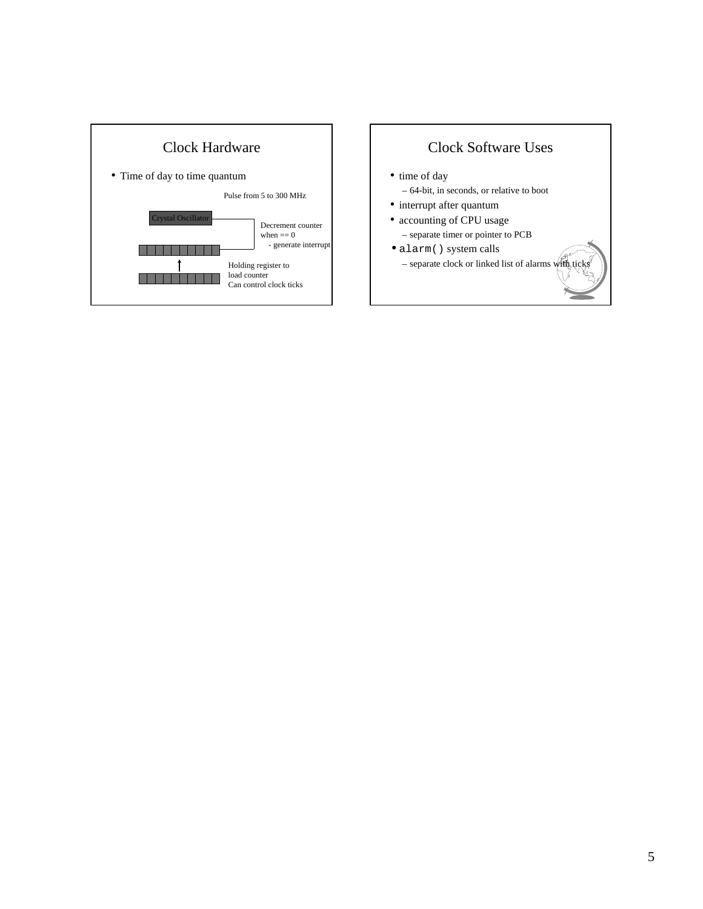## Clock Hardware

- Time of day to time quantum

Pulse from 5 to 300 MHz

Crystal Oscillator

Decrement counter
when == 0
- generate interrupt

Holding register to
load counter
Can control clock ticks

## Clock Software Uses

- time of day
  - 64-bit, in seconds, or relative to boot
- interrupt after quantum
- accounting of CPU usage
  - separate timer or pointer to PCB
- `alarm()` system calls
  - separate clock or linked list of alarms with ticks